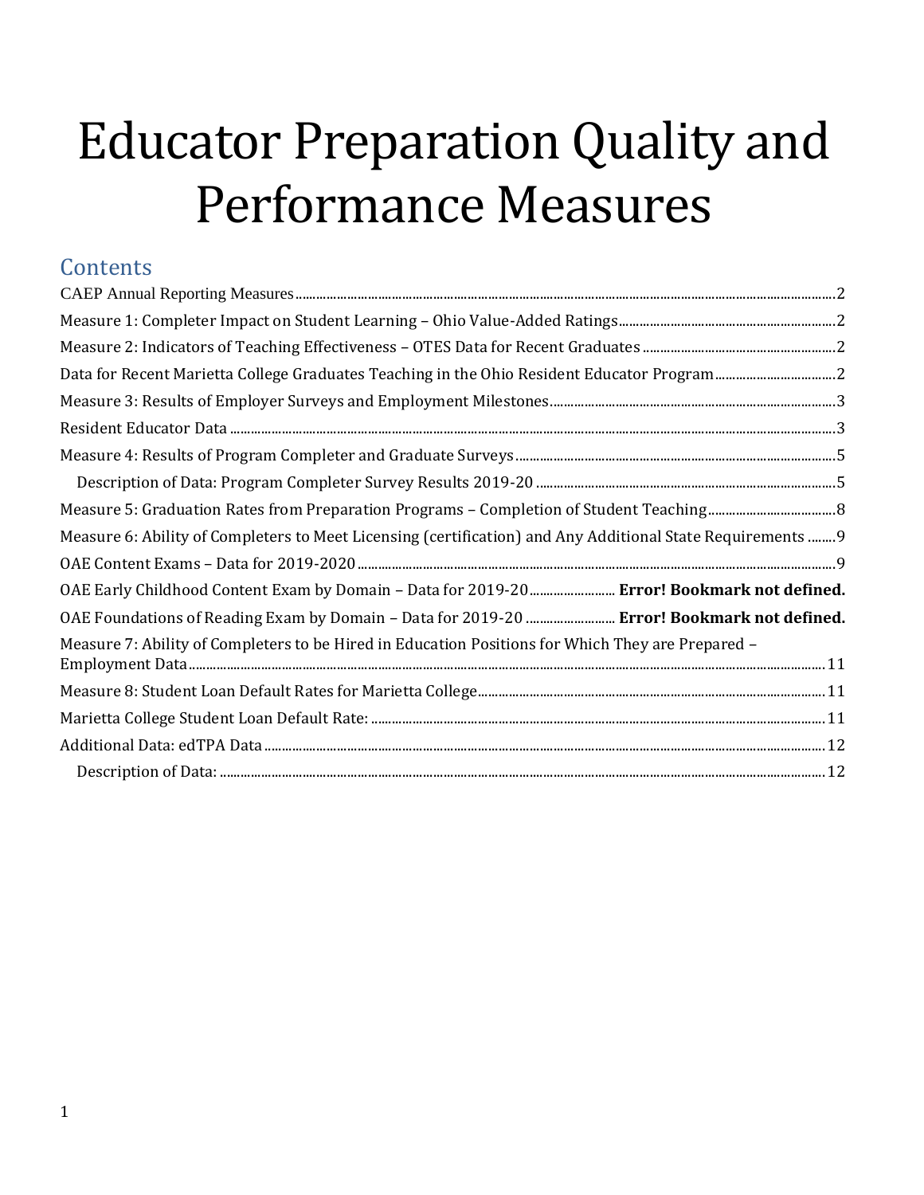# Educator Preparation Quality and Performance Measures

## Contents

CAEP Annual Reporting Measures ........ 2

Measure 1: Completer Impact on Student Learning – Ohio Value-Added Ratings ........ 2

Measure 2: Indicators of Teaching Effectiveness – OTES Data for Recent Graduates ........ 2

Data for Recent Marietta College Graduates Teaching in the Ohio Resident Educator Program ........ 2

Measure 3: Results of Employer Surveys and Employment Milestones ........ 3

Resident Educator Data ........ 3

Measure 4: Results of Program Completer and Graduate Surveys ........ 5

- Description of Data: Program Completer Survey Results 2019-20 ........ 5

Measure 5: Graduation Rates from Preparation Programs – Completion of Student Teaching ........ 8

Measure 6: Ability of Completers to Meet Licensing (certification) and Any Additional State Requirements ........ 9

OAE Content Exams – Data for 2019-2020 ........ 9

OAE Early Childhood Content Exam by Domain – Data for 2019-20 ........ **Error! Bookmark not defined.**

OAE Foundations of Reading Exam by Domain – Data for 2019-20 ........ **Error! Bookmark not defined.**

Measure 7: Ability of Completers to be Hired in Education Positions for Which They are Prepared – Employment Data ........ 11

Measure 8: Student Loan Default Rates for Marietta College ........ 11

Marietta College Student Loan Default Rate: ........ 11

Additional Data: edTPA Data ........ 12

- Description of Data: ........ 12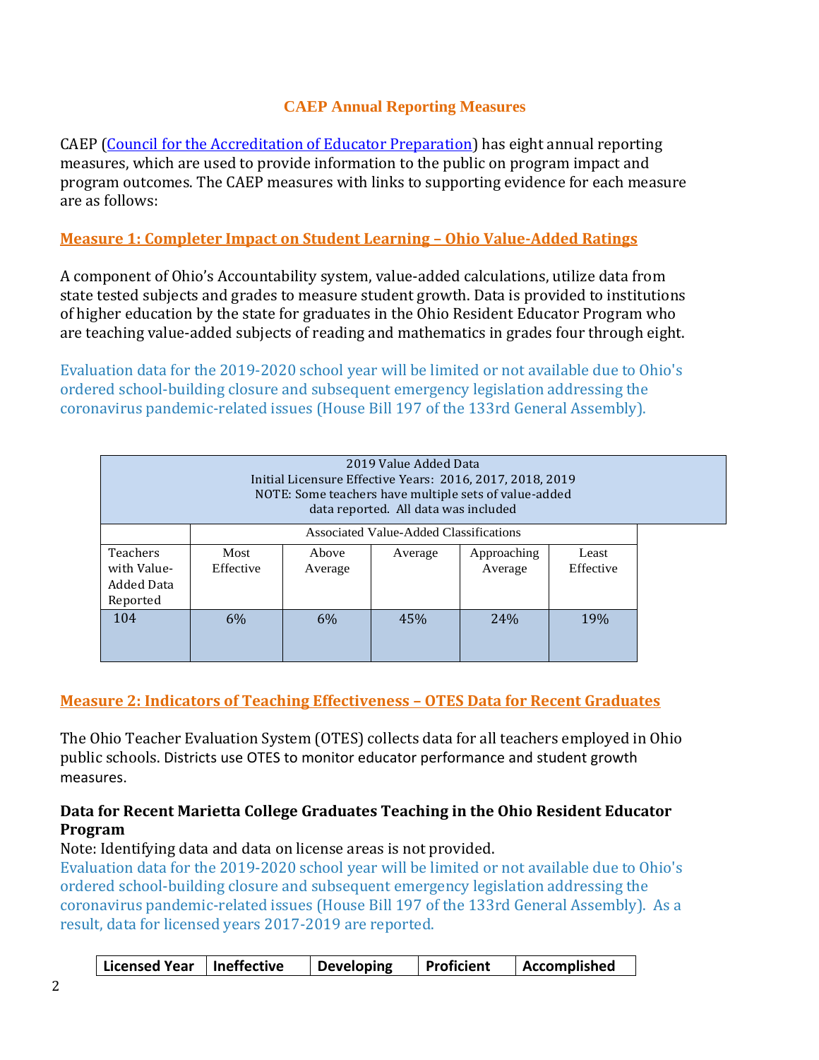## CAEP Annual Reporting Measures

CAEP (Council for the Accreditation of Educator Preparation) has eight annual reporting measures, which are used to provide information to the public on program impact and program outcomes. The CAEP measures with links to supporting evidence for each measure are as follows:

### Measure 1: Completer Impact on Student Learning – Ohio Value-Added Ratings

A component of Ohio's Accountability system, value-added calculations, utilize data from state tested subjects and grades to measure student growth. Data is provided to institutions of higher education by the state for graduates in the Ohio Resident Educator Program who are teaching value-added subjects of reading and mathematics in grades four through eight.

Evaluation data for the 2019-2020 school year will be limited or not available due to Ohio's ordered school-building closure and subsequent emergency legislation addressing the coronavirus pandemic-related issues (House Bill 197 of the 133rd General Assembly).

| 2019 Value Added Data<br>Initial Licensure Effective Years: 2016, 2017, 2018, 2019<br>NOTE: Some teachers have multiple sets of value-added data reported. All data was included | | | | | |
|---|---|---|---|---|---|
| | Associated Value-Added Classifications | | | | |
| Teachers with Value-Added Data Reported | Most Effective | Above Average | Average | Approaching Average | Least Effective |
| 104 | 6% | 6% | 45% | 24% | 19% |

### Measure 2: Indicators of Teaching Effectiveness – OTES Data for Recent Graduates

The Ohio Teacher Evaluation System (OTES) collects data for all teachers employed in Ohio public schools. Districts use OTES to monitor educator performance and student growth measures.

**Data for Recent Marietta College Graduates Teaching in the Ohio Resident Educator Program**

Note: Identifying data and data on license areas is not provided.

Evaluation data for the 2019-2020 school year will be limited or not available due to Ohio's ordered school-building closure and subsequent emergency legislation addressing the coronavirus pandemic-related issues (House Bill 197 of the 133rd General Assembly). As a result, data for licensed years 2017-2019 are reported.

| Licensed Year | Ineffective | Developing | Proficient | Accomplished |
|---|---|---|---|---|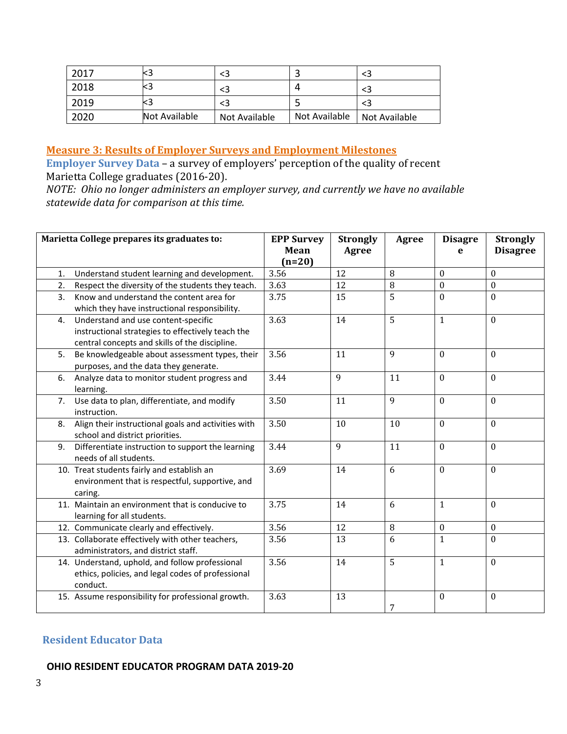| 2017 | <3 | <3 | 3 | <3 |
|---|---|---|---|---|
| 2018 | <3 | <3 | 4 | <3 |
| 2019 | <3 | <3 | 5 | <3 |
| 2020 | Not Available | Not Available | Not Available | Not Available |

## Measure 3: Results of Employer Surveys and Employment Milestones

**Employer Survey Data** – a survey of employers' perception of the quality of recent Marietta College graduates (2016-20).

*NOTE: Ohio no longer administers an employer survey, and currently we have no available statewide data for comparison at this time.*

| Marietta College prepares its graduates to: | EPP Survey Mean (n=20) | Strongly Agree | Agree | Disagree | Strongly Disagree |
|---|---|---|---|---|---|
| 1. Understand student learning and development. | 3.56 | 12 | 8 | 0 | 0 |
| 2. Respect the diversity of the students they teach. | 3.63 | 12 | 8 | 0 | 0 |
| 3. Know and understand the content area for which they have instructional responsibility. | 3.75 | 15 | 5 | 0 | 0 |
| 4. Understand and use content-specific instructional strategies to effectively teach the central concepts and skills of the discipline. | 3.63 | 14 | 5 | 1 | 0 |
| 5. Be knowledgeable about assessment types, their purposes, and the data they generate. | 3.56 | 11 | 9 | 0 | 0 |
| 6. Analyze data to monitor student progress and learning. | 3.44 | 9 | 11 | 0 | 0 |
| 7. Use data to plan, differentiate, and modify instruction. | 3.50 | 11 | 9 | 0 | 0 |
| 8. Align their instructional goals and activities with school and district priorities. | 3.50 | 10 | 10 | 0 | 0 |
| 9. Differentiate instruction to support the learning needs of all students. | 3.44 | 9 | 11 | 0 | 0 |
| 10. Treat students fairly and establish an environment that is respectful, supportive, and caring. | 3.69 | 14 | 6 | 0 | 0 |
| 11. Maintain an environment that is conducive to learning for all students. | 3.75 | 14 | 6 | 1 | 0 |
| 12. Communicate clearly and effectively. | 3.56 | 12 | 8 | 0 | 0 |
| 13. Collaborate effectively with other teachers, administrators, and district staff. | 3.56 | 13 | 6 | 1 | 0 |
| 14. Understand, uphold, and follow professional ethics, policies, and legal codes of professional conduct. | 3.56 | 14 | 5 | 1 | 0 |
| 15. Assume responsibility for professional growth. | 3.63 | 13 | 7 | 0 | 0 |

**Resident Educator Data**

**OHIO RESIDENT EDUCATOR PROGRAM DATA 2019-20**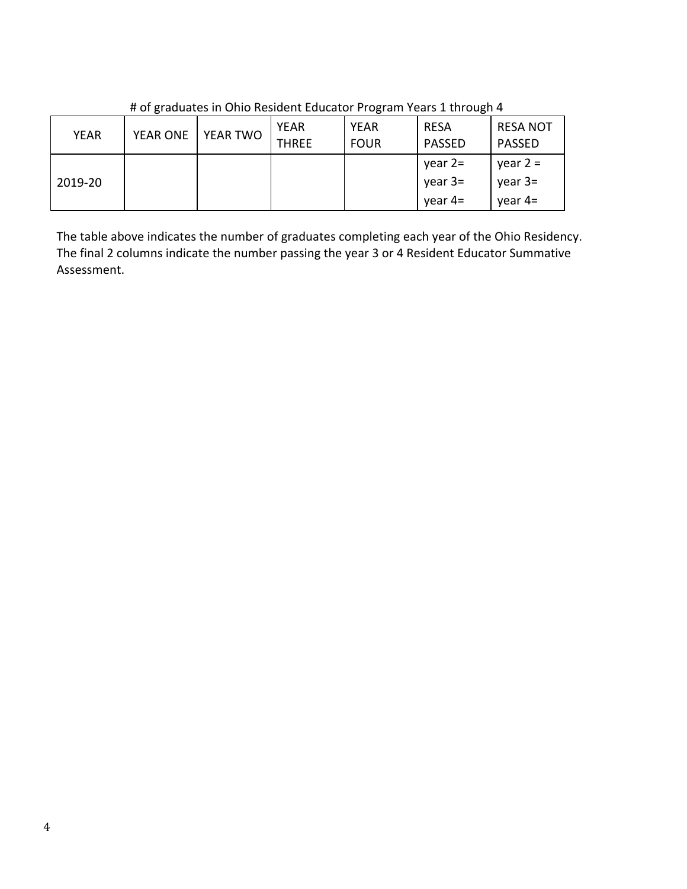# of graduates in Ohio Resident Educator Program Years 1 through 4

| YEAR | YEAR ONE | YEAR TWO | YEAR THREE | YEAR FOUR | RESA PASSED | RESA NOT PASSED |
|---|---|---|---|---|---|---|
| 2019-20 | | | | | year 2=<br>year 3=<br>year 4= | year 2 =<br>year 3=<br>year 4= |

The table above indicates the number of graduates completing each year of the Ohio Residency. The final 2 columns indicate the number passing the year 3 or 4 Resident Educator Summative Assessment.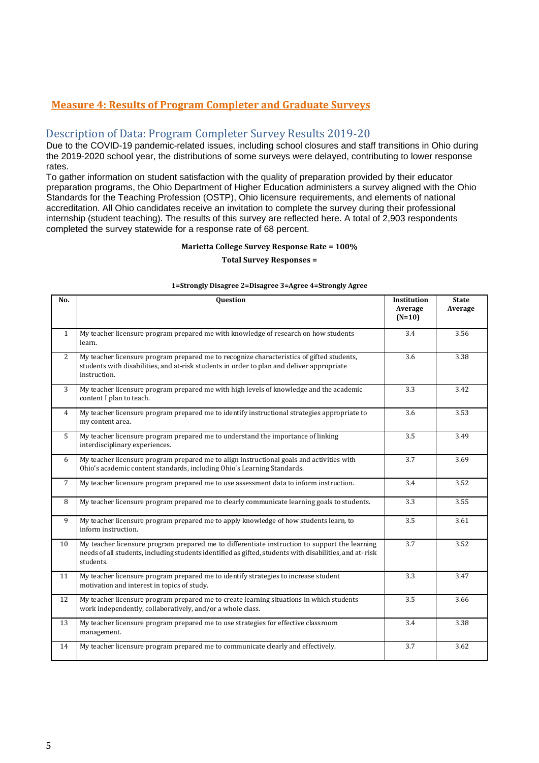## Measure 4: Results of Program Completer and Graduate Surveys

### Description of Data: Program Completer Survey Results 2019-20

Due to the COVID-19 pandemic-related issues, including school closures and staff transitions in Ohio during the 2019-2020 school year, the distributions of some surveys were delayed, contributing to lower response rates.

To gather information on student satisfaction with the quality of preparation provided by their educator preparation programs, the Ohio Department of Higher Education administers a survey aligned with the Ohio Standards for the Teaching Profession (OSTP), Ohio licensure requirements, and elements of national accreditation. All Ohio candidates receive an invitation to complete the survey during their professional internship (student teaching). The results of this survey are reflected here. A total of 2,903 respondents completed the survey statewide for a response rate of 68 percent.

**Marietta College Survey Response Rate = 100%**

**Total Survey Responses =**

**1=Strongly Disagree 2=Disagree 3=Agree 4=Strongly Agree**

| No. | Question | Institution Average (N=10) | State Average |
|---|---|---|---|
| 1 | My teacher licensure program prepared me with knowledge of research on how students learn. | 3.4 | 3.56 |
| 2 | My teacher licensure program prepared me to recognize characteristics of gifted students, students with disabilities, and at-risk students in order to plan and deliver appropriate instruction. | 3.6 | 3.38 |
| 3 | My teacher licensure program prepared me with high levels of knowledge and the academic content I plan to teach. | 3.3 | 3.42 |
| 4 | My teacher licensure program prepared me to identify instructional strategies appropriate to my content area. | 3.6 | 3.53 |
| 5 | My teacher licensure program prepared me to understand the importance of linking interdisciplinary experiences. | 3.5 | 3.49 |
| 6 | My teacher licensure program prepared me to align instructional goals and activities with Ohio's academic content standards, including Ohio's Learning Standards. | 3.7 | 3.69 |
| 7 | My teacher licensure program prepared me to use assessment data to inform instruction. | 3.4 | 3.52 |
| 8 | My teacher licensure program prepared me to clearly communicate learning goals to students. | 3.3 | 3.55 |
| 9 | My teacher licensure program prepared me to apply knowledge of how students learn, to inform instruction. | 3.5 | 3.61 |
| 10 | My teacher licensure program prepared me to differentiate instruction to support the learning needs of all students, including students identified as gifted, students with disabilities, and at- risk students. | 3.7 | 3.52 |
| 11 | My teacher licensure program prepared me to identify strategies to increase student motivation and interest in topics of study. | 3.3 | 3.47 |
| 12 | My teacher licensure program prepared me to create learning situations in which students work independently, collaboratively, and/or a whole class. | 3.5 | 3.66 |
| 13 | My teacher licensure program prepared me to use strategies for effective classroom management. | 3.4 | 3.38 |
| 14 | My teacher licensure program prepared me to communicate clearly and effectively. | 3.7 | 3.62 |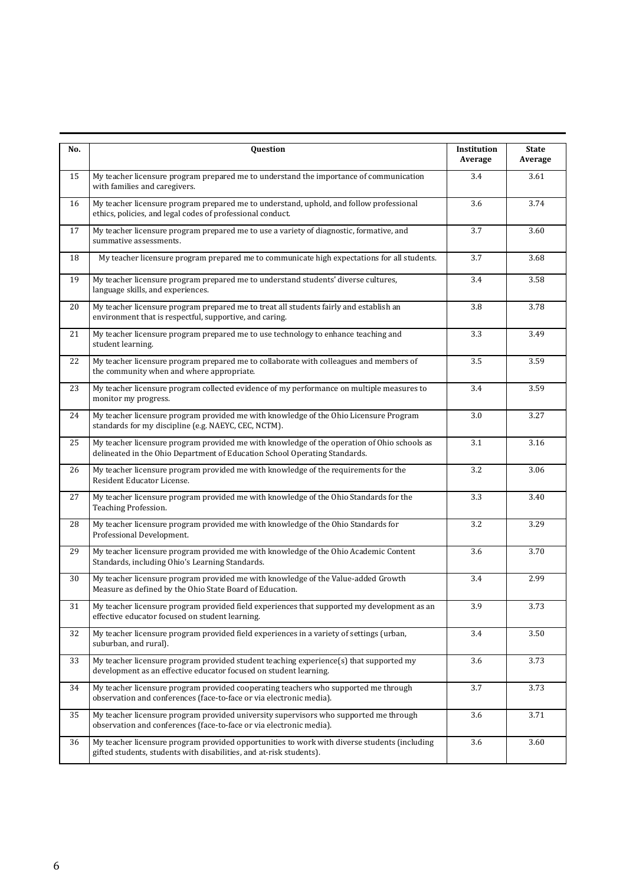| No. | Question | Institution Average | State Average |
|---|---|---|---|
| 15 | My teacher licensure program prepared me to understand the importance of communication with families and caregivers. | 3.4 | 3.61 |
| 16 | My teacher licensure program prepared me to understand, uphold, and follow professional ethics, policies, and legal codes of professional conduct. | 3.6 | 3.74 |
| 17 | My teacher licensure program prepared me to use a variety of diagnostic, formative, and summative assessments. | 3.7 | 3.60 |
| 18 | My teacher licensure program prepared me to communicate high expectations for all students. | 3.7 | 3.68 |
| 19 | My teacher licensure program prepared me to understand students' diverse cultures, language skills, and experiences. | 3.4 | 3.58 |
| 20 | My teacher licensure program prepared me to treat all students fairly and establish an environment that is respectful, supportive, and caring. | 3.8 | 3.78 |
| 21 | My teacher licensure program prepared me to use technology to enhance teaching and student learning. | 3.3 | 3.49 |
| 22 | My teacher licensure program prepared me to collaborate with colleagues and members of the community when and where appropriate. | 3.5 | 3.59 |
| 23 | My teacher licensure program collected evidence of my performance on multiple measures to monitor my progress. | 3.4 | 3.59 |
| 24 | My teacher licensure program provided me with knowledge of the Ohio Licensure Program standards for my discipline (e.g. NAEYC, CEC, NCTM). | 3.0 | 3.27 |
| 25 | My teacher licensure program provided me with knowledge of the operation of Ohio schools as delineated in the Ohio Department of Education School Operating Standards. | 3.1 | 3.16 |
| 26 | My teacher licensure program provided me with knowledge of the requirements for the Resident Educator License. | 3.2 | 3.06 |
| 27 | My teacher licensure program provided me with knowledge of the Ohio Standards for the Teaching Profession. | 3.3 | 3.40 |
| 28 | My teacher licensure program provided me with knowledge of the Ohio Standards for Professional Development. | 3.2 | 3.29 |
| 29 | My teacher licensure program provided me with knowledge of the Ohio Academic Content Standards, including Ohio's Learning Standards. | 3.6 | 3.70 |
| 30 | My teacher licensure program provided me with knowledge of the Value-added Growth Measure as defined by the Ohio State Board of Education. | 3.4 | 2.99 |
| 31 | My teacher licensure program provided field experiences that supported my development as an effective educator focused on student learning. | 3.9 | 3.73 |
| 32 | My teacher licensure program provided field experiences in a variety of settings (urban, suburban, and rural). | 3.4 | 3.50 |
| 33 | My teacher licensure program provided student teaching experience(s) that supported my development as an effective educator focused on student learning. | 3.6 | 3.73 |
| 34 | My teacher licensure program provided cooperating teachers who supported me through observation and conferences (face-to-face or via electronic media). | 3.7 | 3.73 |
| 35 | My teacher licensure program provided university supervisors who supported me through observation and conferences (face-to-face or via electronic media). | 3.6 | 3.71 |
| 36 | My teacher licensure program provided opportunities to work with diverse students (including gifted students, students with disabilities, and at-risk students). | 3.6 | 3.60 |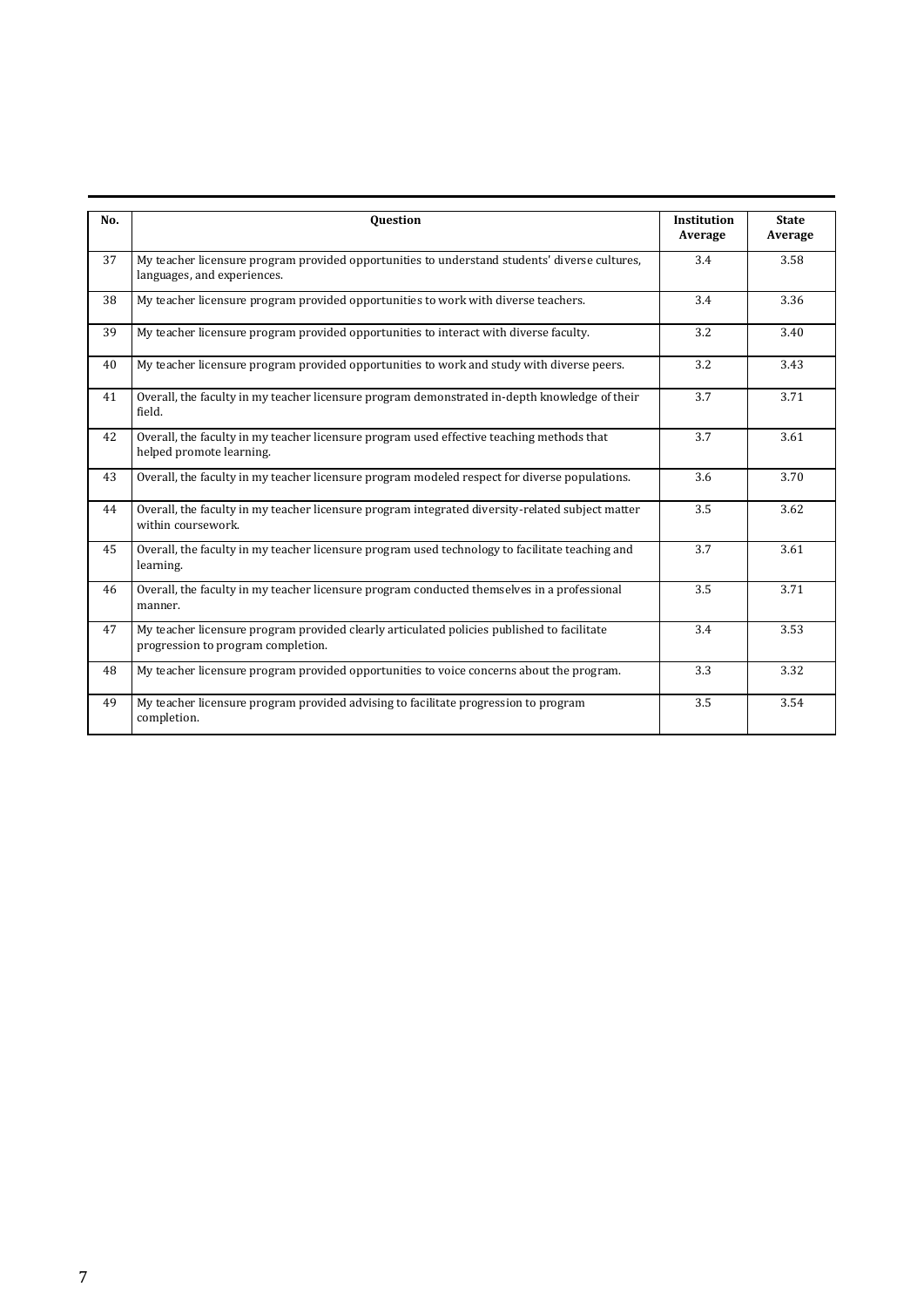| No. | Question | Institution Average | State Average |
|---|---|---|---|
| 37 | My teacher licensure program provided opportunities to understand students' diverse cultures, languages, and experiences. | 3.4 | 3.58 |
| 38 | My teacher licensure program provided opportunities to work with diverse teachers. | 3.4 | 3.36 |
| 39 | My teacher licensure program provided opportunities to interact with diverse faculty. | 3.2 | 3.40 |
| 40 | My teacher licensure program provided opportunities to work and study with diverse peers. | 3.2 | 3.43 |
| 41 | Overall, the faculty in my teacher licensure program demonstrated in-depth knowledge of their field. | 3.7 | 3.71 |
| 42 | Overall, the faculty in my teacher licensure program used effective teaching methods that helped promote learning. | 3.7 | 3.61 |
| 43 | Overall, the faculty in my teacher licensure program modeled respect for diverse populations. | 3.6 | 3.70 |
| 44 | Overall, the faculty in my teacher licensure program integrated diversity-related subject matter within coursework. | 3.5 | 3.62 |
| 45 | Overall, the faculty in my teacher licensure program used technology to facilitate teaching and learning. | 3.7 | 3.61 |
| 46 | Overall, the faculty in my teacher licensure program conducted themselves in a professional manner. | 3.5 | 3.71 |
| 47 | My teacher licensure program provided clearly articulated policies published to facilitate progression to program completion. | 3.4 | 3.53 |
| 48 | My teacher licensure program provided opportunities to voice concerns about the program. | 3.3 | 3.32 |
| 49 | My teacher licensure program provided advising to facilitate progression to program completion. | 3.5 | 3.54 |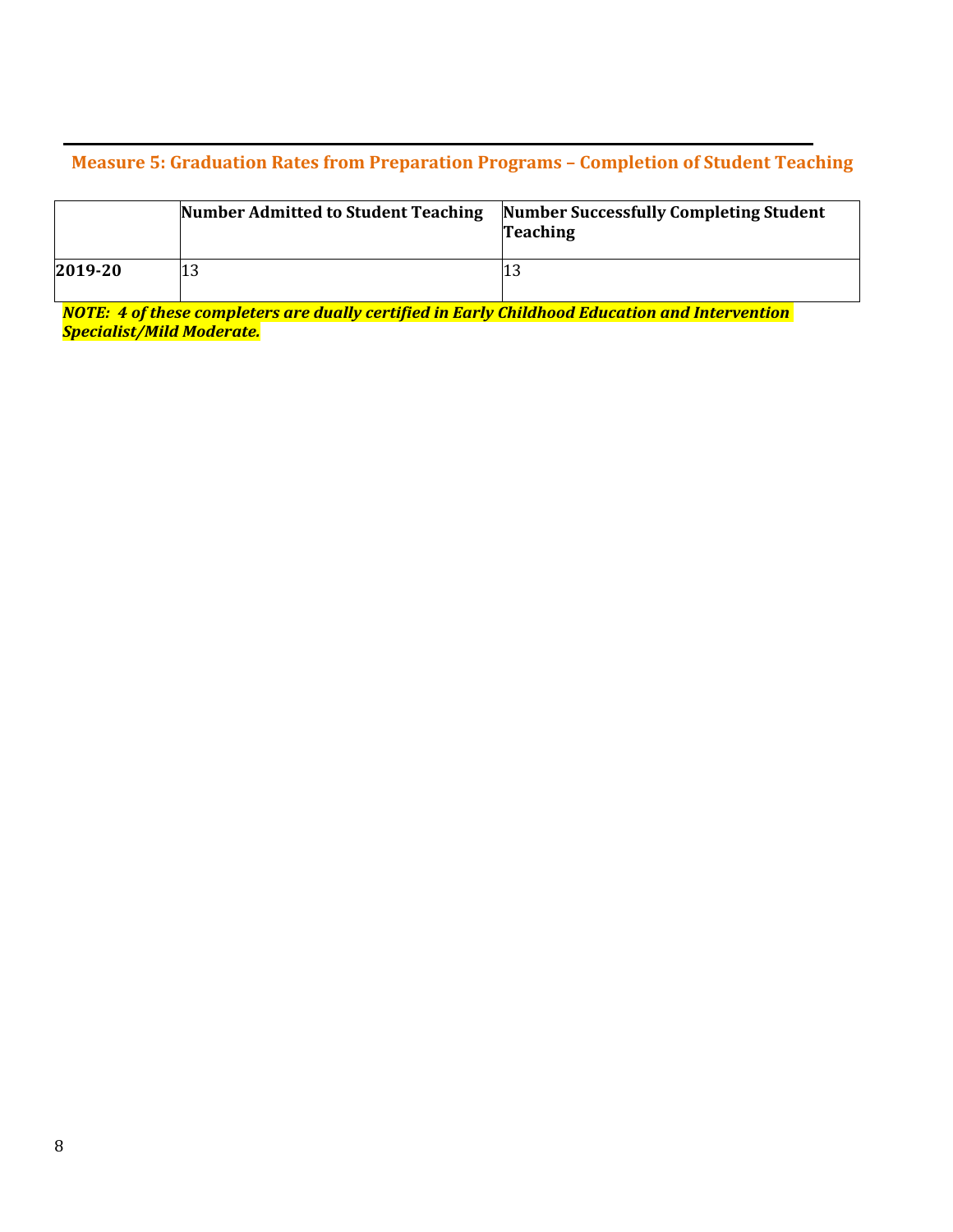## Measure 5: Graduation Rates from Preparation Programs – Completion of Student Teaching

| | **Number Admitted to Student Teaching** | **Number Successfully Completing Student Teaching** |
|---|---|---|
| **2019-20** | 13 | 13 |

***NOTE: 4 of these completers are dually certified in Early Childhood Education and Intervention Specialist/Mild Moderate.***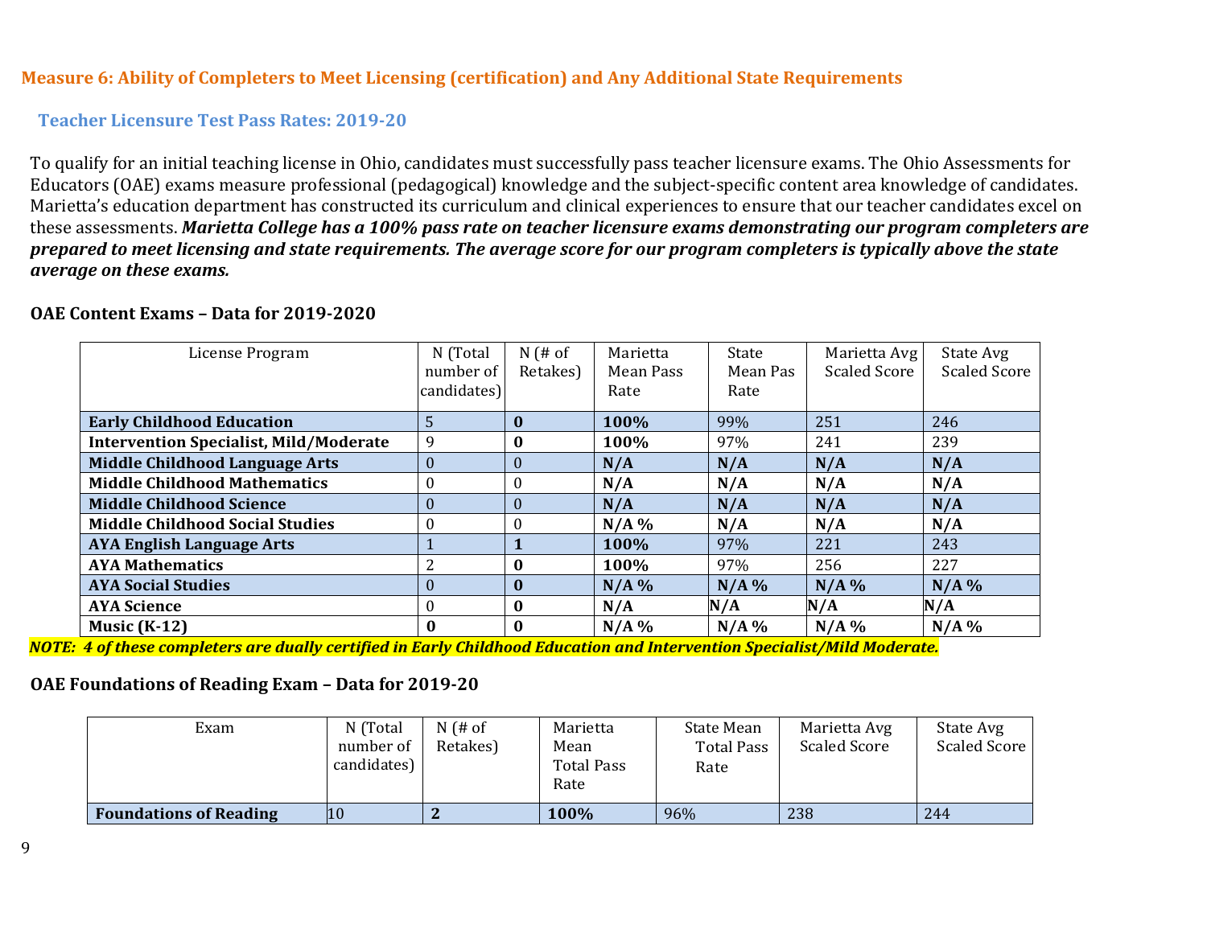## Measure 6: Ability of Completers to Meet Licensing (certification) and Any Additional State Requirements

### Teacher Licensure Test Pass Rates: 2019-20

To qualify for an initial teaching license in Ohio, candidates must successfully pass teacher licensure exams. The Ohio Assessments for Educators (OAE) exams measure professional (pedagogical) knowledge and the subject-specific content area knowledge of candidates. Marietta's education department has constructed its curriculum and clinical experiences to ensure that our teacher candidates excel on these assessments. ***Marietta College has a 100% pass rate on teacher licensure exams demonstrating our program completers are prepared to meet licensing and state requirements. The average score for our program completers is typically above the state average on these exams.***

**OAE Content Exams – Data for 2019-2020**

| License Program | N (Total number of candidates) | N (# of Retakes) | Marietta Mean Pass Rate | State Mean Pas Rate | Marietta Avg Scaled Score | State Avg Scaled Score |
|---|---|---|---|---|---|---|
| **Early Childhood Education** | 5 | **0** | **100%** | 99% | 251 | 246 |
| **Intervention Specialist, Mild/Moderate** | 9 | **0** | **100%** | 97% | 241 | 239 |
| **Middle Childhood Language Arts** | 0 | 0 | **N/A** | **N/A** | **N/A** | **N/A** |
| **Middle Childhood Mathematics** | 0 | 0 | **N/A** | **N/A** | **N/A** | **N/A** |
| **Middle Childhood Science** | 0 | 0 | **N/A** | **N/A** | **N/A** | **N/A** |
| **Middle Childhood Social Studies** | 0 | 0 | **N/A %** | **N/A** | **N/A** | **N/A** |
| **AYA English Language Arts** | 1 | **1** | **100%** | 97% | 221 | 243 |
| **AYA Mathematics** | 2 | **0** | **100%** | 97% | 256 | 227 |
| **AYA Social Studies** | 0 | **0** | **N/A %** | **N/A %** | **N/A %** | **N/A %** |
| **AYA Science** | 0 | **0** | **N/A** | **N/A** | **N/A** | **N/A** |
| **Music (K-12)** | **0** | **0** | **N/A %** | **N/A %** | **N/A %** | **N/A %** |

***NOTE: 4 of these completers are dually certified in Early Childhood Education and Intervention Specialist/Mild Moderate.***

**OAE Foundations of Reading Exam – Data for 2019-20**

| Exam | N (Total number of candidates) | N (# of Retakes) | Marietta Mean Total Pass Rate | State Mean Total Pass Rate | Marietta Avg Scaled Score | State Avg Scaled Score |
|---|---|---|---|---|---|---|
| **Foundations of Reading** | 10 | **2** | **100%** | 96% | 238 | 244 |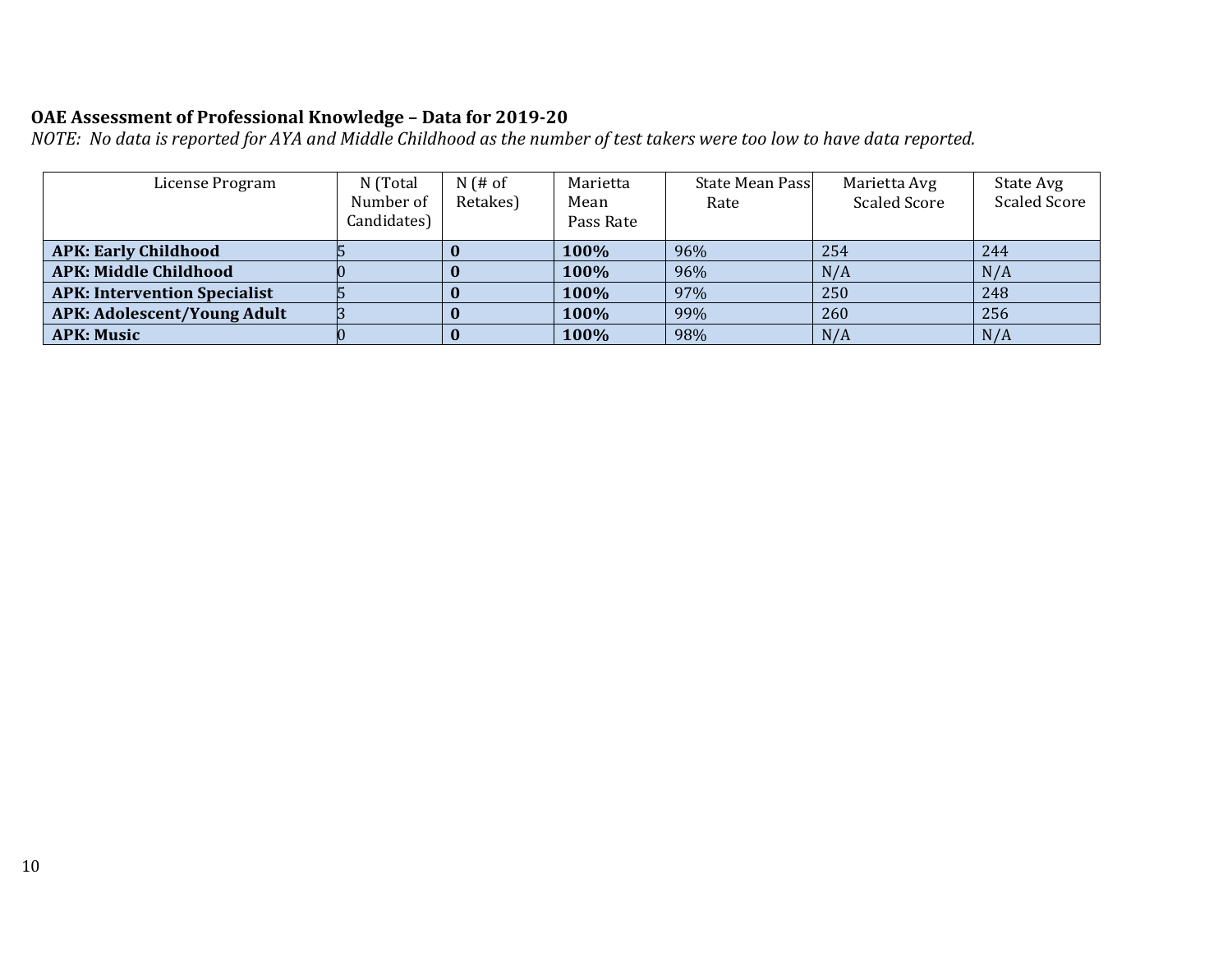**OAE Assessment of Professional Knowledge – Data for 2019-20**

*NOTE: No data is reported for AYA and Middle Childhood as the number of test takers were too low to have data reported.*

| License Program | N (Total Number of Candidates) | N (# of Retakes) | Marietta Mean Pass Rate | State Mean Pass Rate | Marietta Avg Scaled Score | State Avg Scaled Score |
|---|---|---|---|---|---|---|
| **APK: Early Childhood** | 5 | **0** | **100%** | 96% | 254 | 244 |
| **APK: Middle Childhood** | 0 | **0** | **100%** | 96% | N/A | N/A |
| **APK: Intervention Specialist** | 5 | **0** | **100%** | 97% | 250 | 248 |
| **APK: Adolescent/Young Adult** | 3 | **0** | **100%** | 99% | 260 | 256 |
| **APK: Music** | 0 | **0** | **100%** | 98% | N/A | N/A |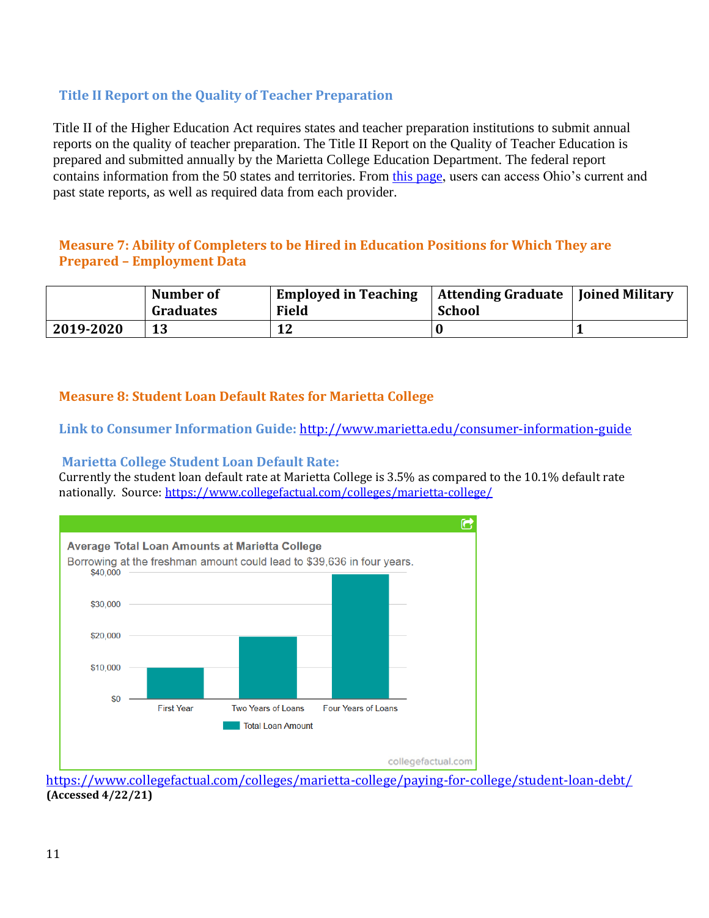## Title II Report on the Quality of Teacher Preparation

Title II of the Higher Education Act requires states and teacher preparation institutions to submit annual reports on the quality of teacher preparation. The Title II Report on the Quality of Teacher Education is prepared and submitted annually by the Marietta College Education Department. The federal report contains information from the 50 states and territories. From this page, users can access Ohio's current and past state reports, as well as required data from each provider.

## Measure 7: Ability of Completers to be Hired in Education Positions for Which They are Prepared – Employment Data

| | Number of Graduates | Employed in Teaching Field | Attending Graduate School | Joined Military |
|---|---|---|---|---|
| **2019-2020** | **13** | **12** | **0** | **1** |

## Measure 8: Student Loan Default Rates for Marietta College

### Link to Consumer Information Guide: http://www.marietta.edu/consumer-information-guide

### Marietta College Student Loan Default Rate:

Currently the student loan default rate at Marietta College is 3.5% as compared to the 10.1% default rate nationally. Source: https://www.collegefactual.com/colleges/marietta-college/

**Average Total Loan Amounts at Marietta College**

Borrowing at the freshman amount could lead to $39,636 in four years.

https://www.collegefactual.com/colleges/marietta-college/paying-for-college/student-loan-debt/
**(Accessed 4/22/21)**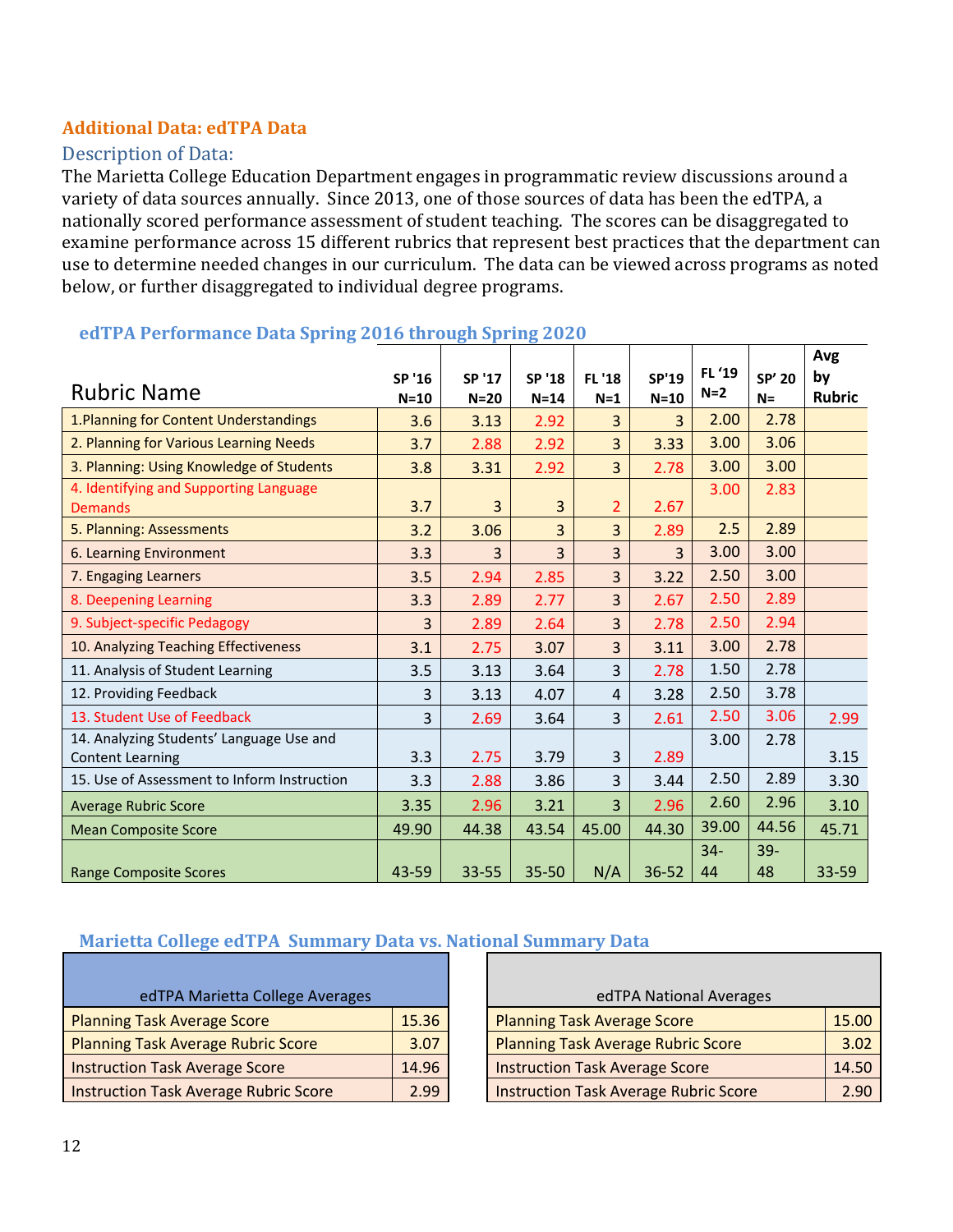## Additional Data: edTPA Data

### Description of Data:

The Marietta College Education Department engages in programmatic review discussions around a variety of data sources annually. Since 2013, one of those sources of data has been the edTPA, a nationally scored performance assessment of student teaching. The scores can be disaggregated to examine performance across 15 different rubrics that represent best practices that the department can use to determine needed changes in our curriculum. The data can be viewed across programs as noted below, or further disaggregated to individual degree programs.

### edTPA Performance Data Spring 2016 through Spring 2020

| Rubric Name | SP '16 N=10 | SP '17 N=20 | SP '18 N=14 | FL '18 N=1 | SP'19 N=10 | FL '19 N=2 | SP' 20 N= | Avg by Rubric |
|---|---|---|---|---|---|---|---|---|
| 1.Planning for Content Understandings | 3.6 | 3.13 | 2.92 | 3 | 3 | 2.00 | 2.78 | |
| 2. Planning for Various Learning Needs | 3.7 | 2.88 | 2.92 | 3 | 3.33 | 3.00 | 3.06 | |
| 3. Planning: Using Knowledge of Students | 3.8 | 3.31 | 2.92 | 3 | 2.78 | 3.00 | 3.00 | |
| 4. Identifying and Supporting Language Demands | 3.7 | 3 | 3 | 2 | 2.67 | 3.00 | 2.83 | |
| 5. Planning: Assessments | 3.2 | 3.06 | 3 | 3 | 2.89 | 2.5 | 2.89 | |
| 6. Learning Environment | 3.3 | 3 | 3 | 3 | 3 | 3.00 | 3.00 | |
| 7. Engaging Learners | 3.5 | 2.94 | 2.85 | 3 | 3.22 | 2.50 | 3.00 | |
| 8. Deepening Learning | 3.3 | 2.89 | 2.77 | 3 | 2.67 | 2.50 | 2.89 | |
| 9. Subject-specific Pedagogy | 3 | 2.89 | 2.64 | 3 | 2.78 | 2.50 | 2.94 | |
| 10. Analyzing Teaching Effectiveness | 3.1 | 2.75 | 3.07 | 3 | 3.11 | 3.00 | 2.78 | |
| 11. Analysis of Student Learning | 3.5 | 3.13 | 3.64 | 3 | 2.78 | 1.50 | 2.78 | |
| 12. Providing Feedback | 3 | 3.13 | 4.07 | 4 | 3.28 | 2.50 | 3.78 | |
| 13. Student Use of Feedback | 3 | 2.69 | 3.64 | 3 | 2.61 | 2.50 | 3.06 | 2.99 |
| 14. Analyzing Students' Language Use and Content Learning | 3.3 | 2.75 | 3.79 | 3 | 2.89 | 3.00 | 2.78 | 3.15 |
| 15. Use of Assessment to Inform Instruction | 3.3 | 2.88 | 3.86 | 3 | 3.44 | 2.50 | 2.89 | 3.30 |
| Average Rubric Score | 3.35 | 2.96 | 3.21 | 3 | 2.96 | 2.60 | 2.96 | 3.10 |
| Mean Composite Score | 49.90 | 44.38 | 43.54 | 45.00 | 44.30 | 39.00 | 44.56 | 45.71 |
| Range Composite Scores | 43-59 | 33-55 | 35-50 | N/A | 36-52 | 34-44 | 39-48 | 33-59 |

### Marietta College edTPA Summary Data vs. National Summary Data

| edTPA Marietta College Averages | |
|---|---|
| Planning Task Average Score | 15.36 |
| Planning Task Average Rubric Score | 3.07 |
| Instruction Task Average Score | 14.96 |
| Instruction Task Average Rubric Score | 2.99 |

| edTPA National Averages | |
|---|---|
| Planning Task Average Score | 15.00 |
| Planning Task Average Rubric Score | 3.02 |
| Instruction Task Average Score | 14.50 |
| Instruction Task Average Rubric Score | 2.90 |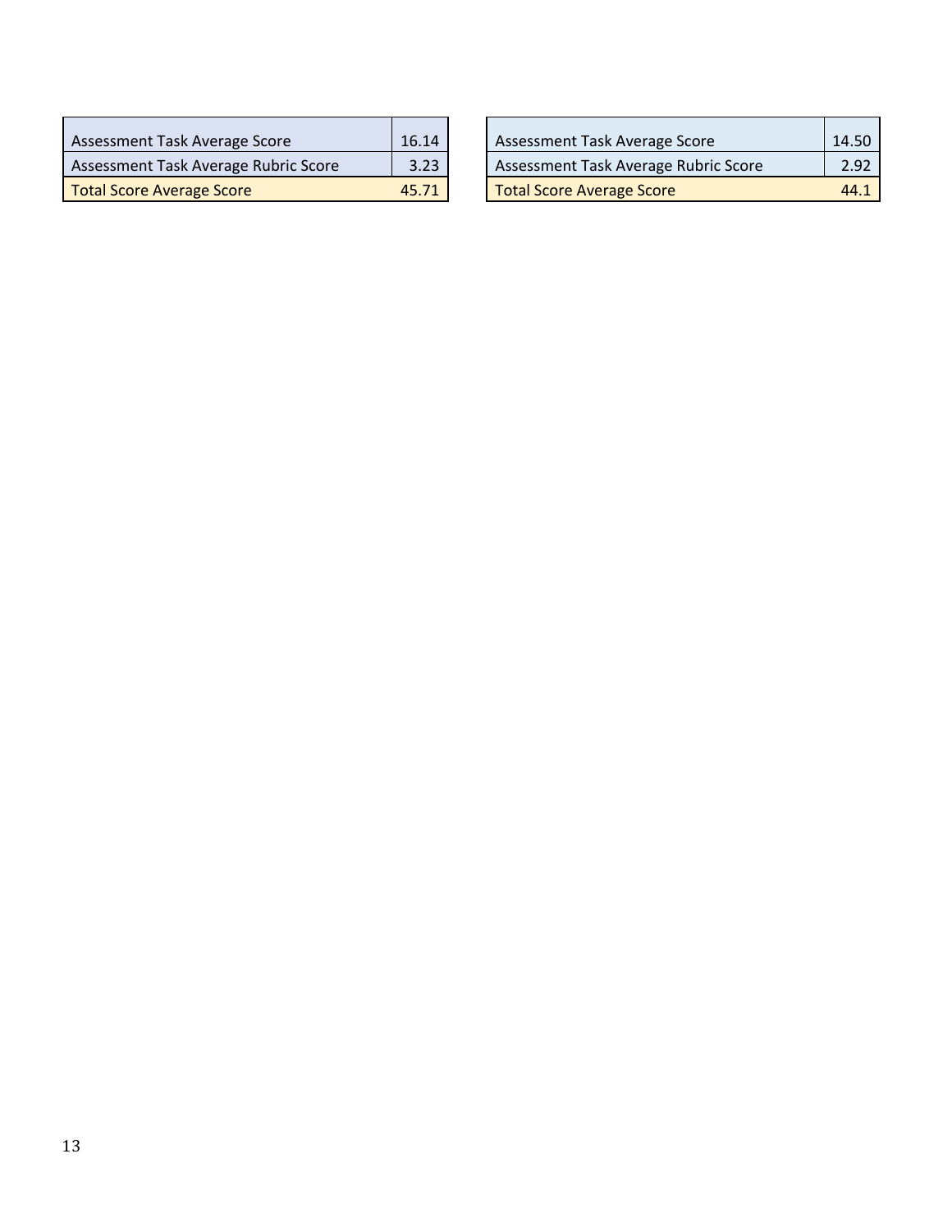| | |
|---|---|
| Assessment Task Average Score | 16.14 |
| Assessment Task Average Rubric Score | 3.23 |
| Total Score Average Score | 45.71 |

| | |
|---|---|
| Assessment Task Average Score | 14.50 |
| Assessment Task Average Rubric Score | 2.92 |
| Total Score Average Score | 44.1 |